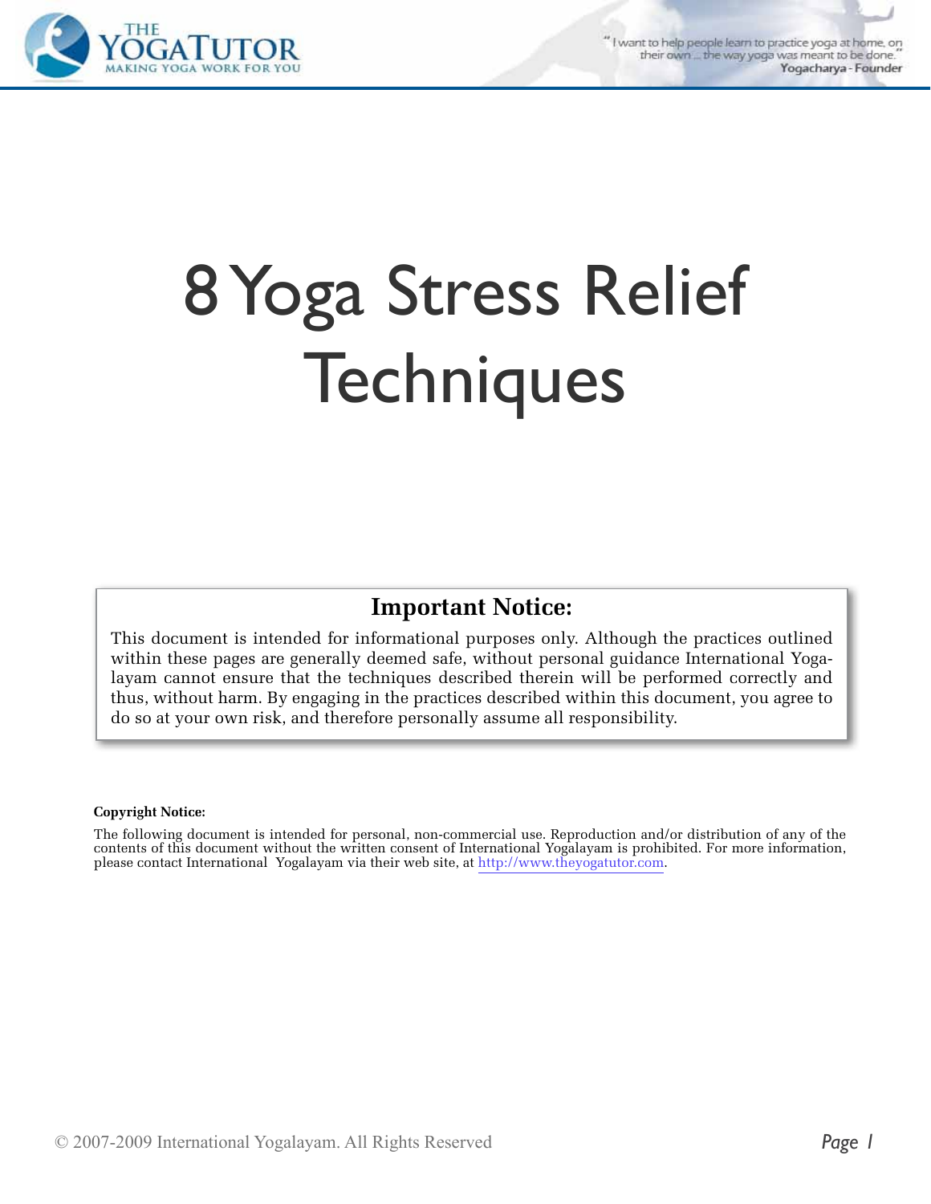# 8 Yoga Stress Relief Techniques

## Important Notice:

This document is intended for informational purposes only. Although the practices outlined within these pages are generally deemed safe, without personal guidance International Yogalayam cannot ensure that the techniques described therein will be performed correctly and thus, without harm. By engaging in the practices described within this document, you agree to do so at your own risk, and therefore personally assume all responsibility.

**Copyright Notice:**

The following document is intended for personal, non-commercial use. Reproduction and/or distribution of any of the contents of this document without the written consent of International Yogalayam is prohibited. For more information, please contact International Yogalayam via their web site, at http://www.theyogatutor.com.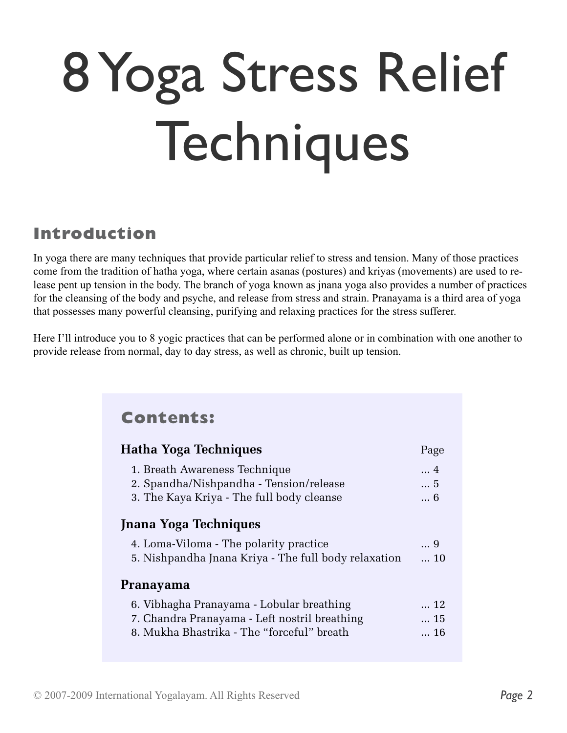# 8 Yoga Stress Relief Techniques

## Introduction

In yoga there are many techniques that provide particular relief to stress and tension. Many of those practices come from the tradition of hatha yoga, where certain asanas (postures) and kriyas (movements) are used to release pent up tension in the body. The branch of yoga known as jnana yoga also provides a number of practices for the cleansing of the body and psyche, and release from stress and strain. Pranayama is a third area of yoga that possesses many powerful cleansing, purifying and relaxing practices for the stress sufferer.

Here I'll introduce you to 8 yogic practices that can be performed alone or in combination with one another to provide release from normal, day to day stress, as well as chronic, built up tension.

## Contents:

| **Hatha Yoga Techniques** | Page |
|---|---|
| 1. Breath Awareness Technique | ... 4 |
| 2. Spandha/Nishpandha - Tension/release | ... 5 |
| 3. The Kaya Kriya - The full body cleanse | ... 6 |
| **Jnana Yoga Techniques** | |
| 4. Loma-Viloma - The polarity practice | ... 9 |
| 5. Nishpandha Jnana Kriya - The full body relaxation | ... 10 |
| **Pranayama** | |
| 6. Vibhagha Pranayama - Lobular breathing | ... 12 |
| 7. Chandra Pranayama - Left nostril breathing | ... 15 |
| 8. Mukha Bhastrika - The "forceful" breath | ... 16 |

© 2007-2009 International Yogalayam. All Rights Reserved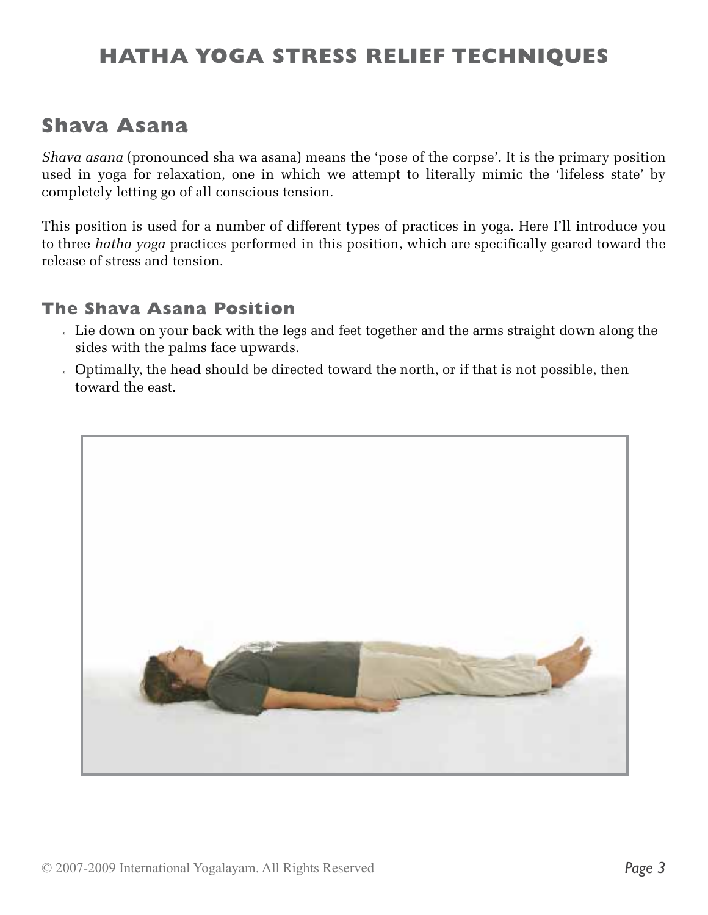## Shava Asana

*Shava asana* (pronounced sha wa asana) means the 'pose of the corpse'. It is the primary position used in yoga for relaxation, one in which we attempt to literally mimic the 'lifeless state' by completely letting go of all conscious tension.

This position is used for a number of different types of practices in yoga. Here I'll introduce you to three *hatha yoga* practices performed in this position, which are specifically geared toward the release of stress and tension.

### The Shava Asana Position

- Lie down on your back with the legs and feet together and the arms straight down along the sides with the palms face upwards.
- Optimally, the head should be directed toward the north, or if that is not possible, then toward the east.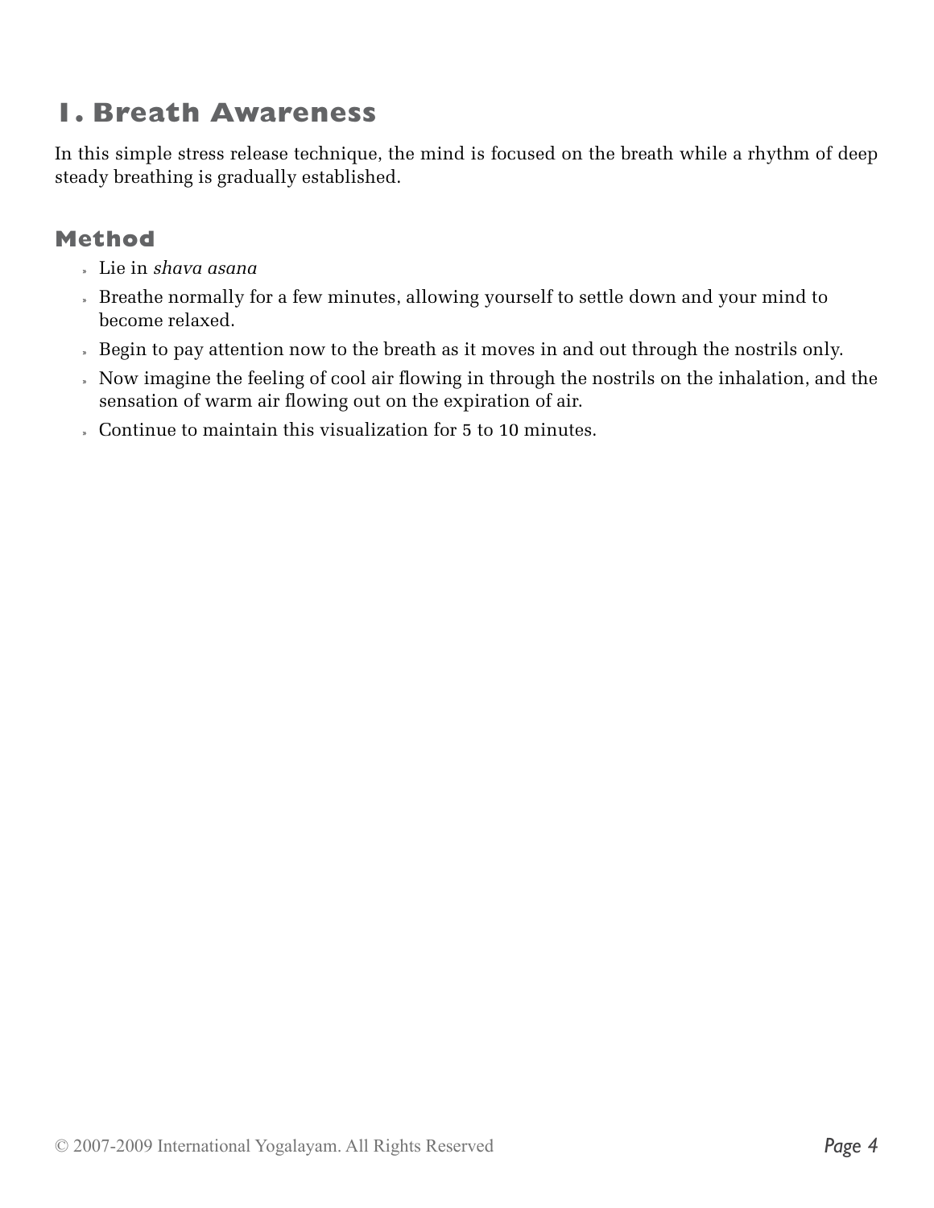## 1. Breath Awareness

In this simple stress release technique, the mind is focused on the breath while a rhythm of deep steady breathing is gradually established.

### Method

- Lie in *shava asana*
- Breathe normally for a few minutes, allowing yourself to settle down and your mind to become relaxed.
- Begin to pay attention now to the breath as it moves in and out through the nostrils only.
- Now imagine the feeling of cool air flowing in through the nostrils on the inhalation, and the sensation of warm air flowing out on the expiration of air.
- Continue to maintain this visualization for 5 to 10 minutes.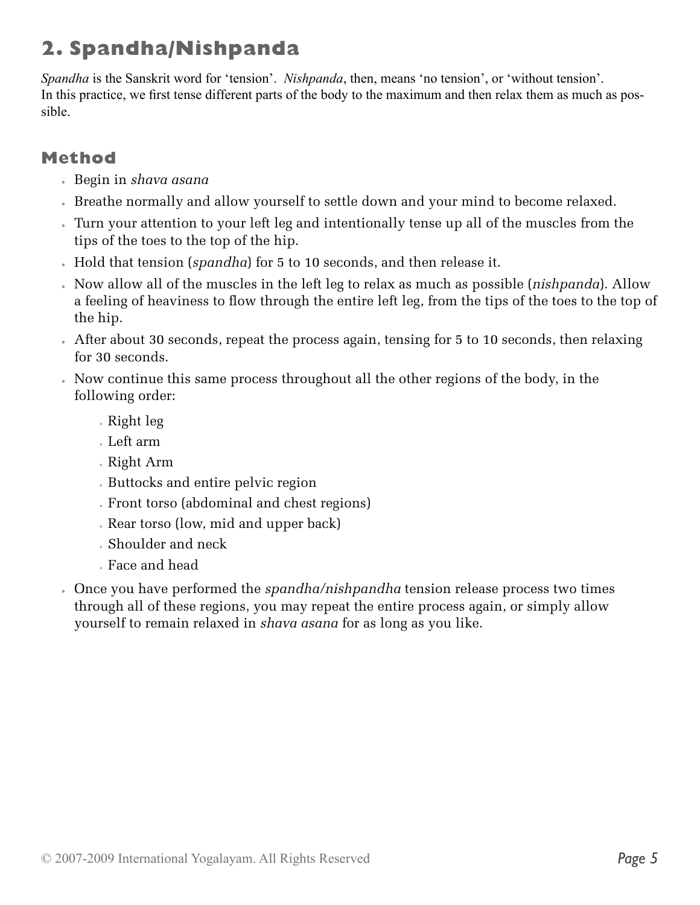## 2. Spandha/Nishpanda

*Spandha* is the Sanskrit word for 'tension'. *Nishpanda*, then, means 'no tension', or 'without tension'. In this practice, we first tense different parts of the body to the maximum and then relax them as much as possible.

### Method

- Begin in *shava asana*
- Breathe normally and allow yourself to settle down and your mind to become relaxed.
- Turn your attention to your left leg and intentionally tense up all of the muscles from the tips of the toes to the top of the hip.
- Hold that tension (*spandha*) for 5 to 10 seconds, and then release it.
- Now allow all of the muscles in the left leg to relax as much as possible (*nishpanda*). Allow a feeling of heaviness to flow through the entire left leg, from the tips of the toes to the top of the hip.
- After about 30 seconds, repeat the process again, tensing for 5 to 10 seconds, then relaxing for 30 seconds.
- Now continue this same process throughout all the other regions of the body, in the following order:
    - Right leg
    - Left arm
    - Right Arm
    - Buttocks and entire pelvic region
    - Front torso (abdominal and chest regions)
    - Rear torso (low, mid and upper back)
    - Shoulder and neck
    - Face and head
- Once you have performed the *spandha/nishpandha* tension release process two times through all of these regions, you may repeat the entire process again, or simply allow yourself to remain relaxed in *shava asana* for as long as you like.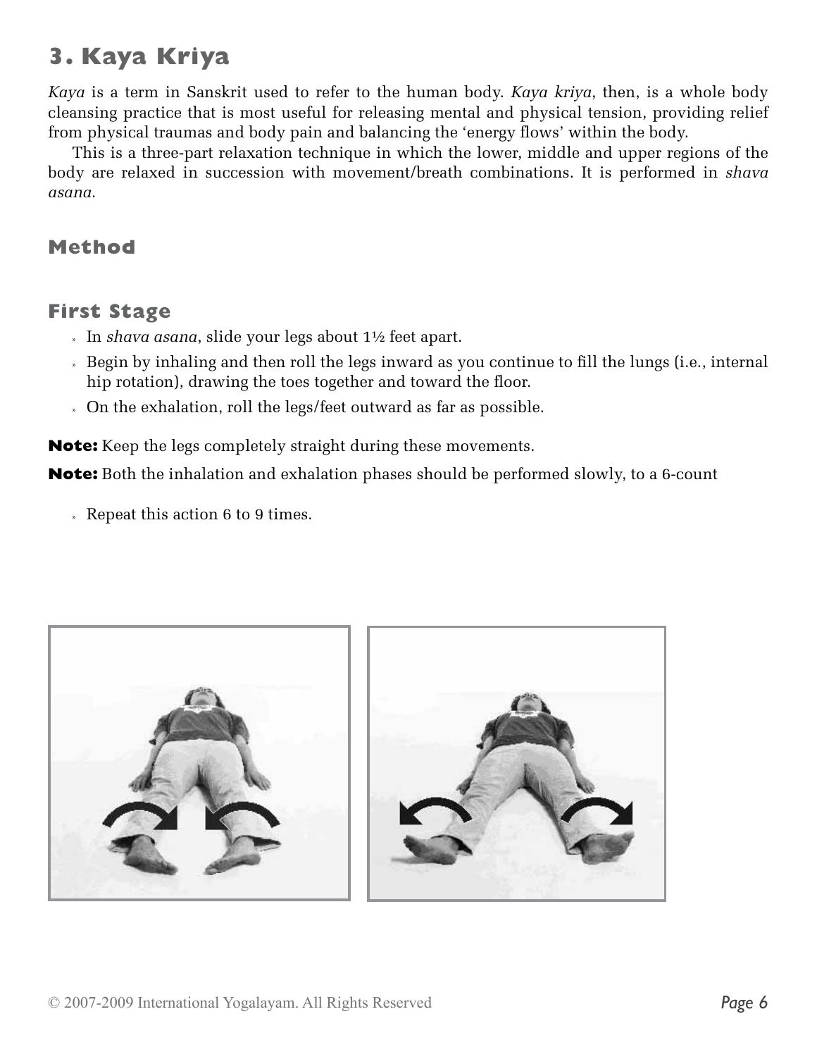## 3. Kaya Kriya

*Kaya* is a term in Sanskrit used to refer to the human body. *Kaya kriya*, then, is a whole body cleansing practice that is most useful for releasing mental and physical tension, providing relief from physical traumas and body pain and balancing the 'energy flows' within the body.

This is a three-part relaxation technique in which the lower, middle and upper regions of the body are relaxed in succession with movement/breath combinations. It is performed in *shava asana*.

### Method

### First Stage

- In *shava asana*, slide your legs about 1½ feet apart.
- Begin by inhaling and then roll the legs inward as you continue to fill the lungs (i.e., internal hip rotation), drawing the toes together and toward the floor.
- On the exhalation, roll the legs/feet outward as far as possible.

**Note:** Keep the legs completely straight during these movements.

**Note:** Both the inhalation and exhalation phases should be performed slowly, to a 6-count

- Repeat this action 6 to 9 times.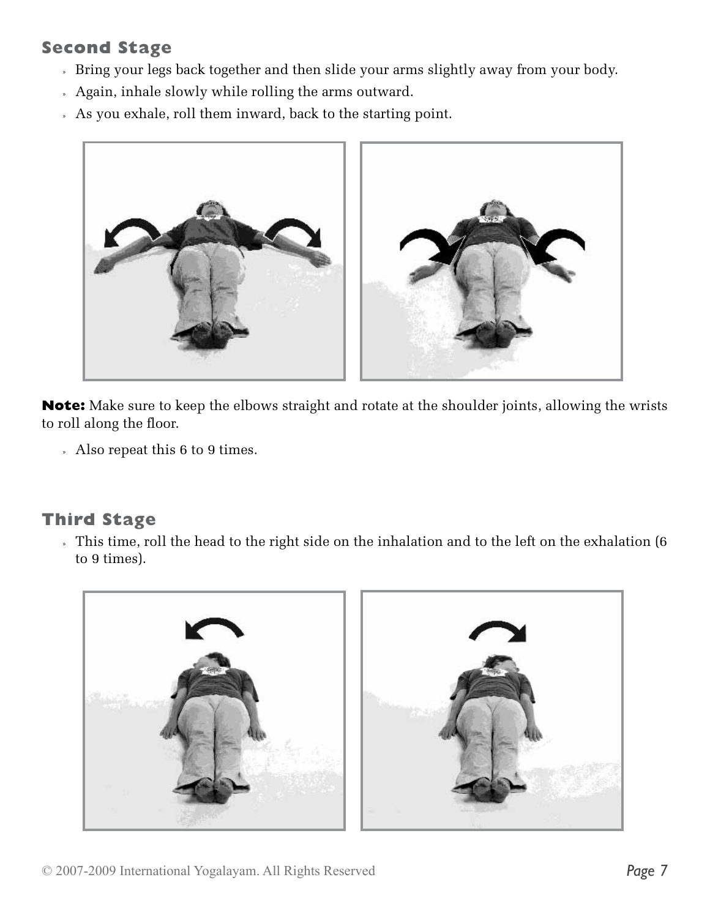## Second Stage

- Bring your legs back together and then slide your arms slightly away from your body.
- Again, inhale slowly while rolling the arms outward.
- As you exhale, roll them inward, back to the starting point.

**Note:** Make sure to keep the elbows straight and rotate at the shoulder joints, allowing the wrists to roll along the floor.

- Also repeat this 6 to 9 times.

## Third Stage

- This time, roll the head to the right side on the inhalation and to the left on the exhalation (6 to 9 times).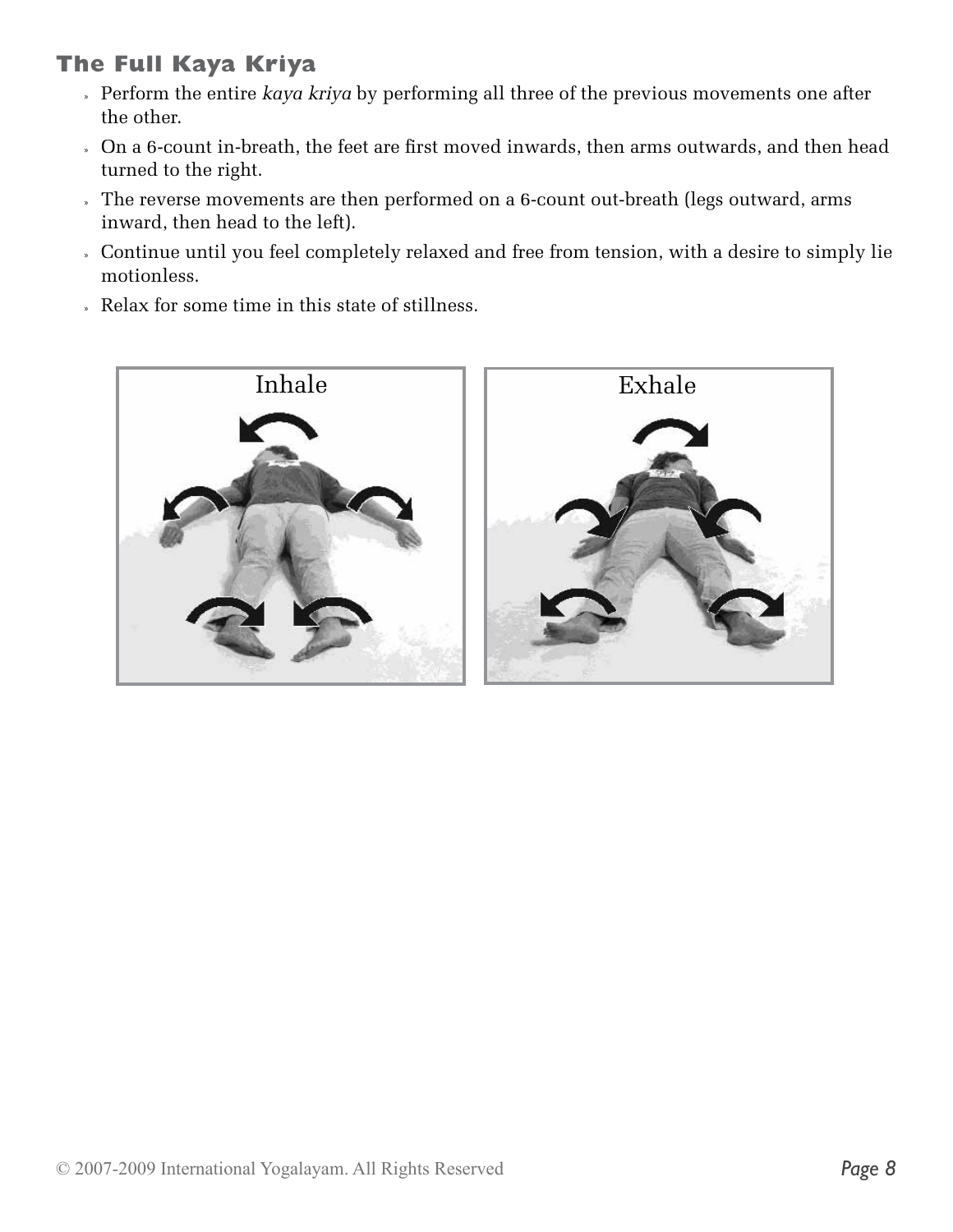### The Full Kaya Kriya

- Perform the entire *kaya kriya* by performing all three of the previous movements one after the other.
- On a 6-count in-breath, the feet are first moved inwards, then arms outwards, and then head turned to the right.
- The reverse movements are then performed on a 6-count out-breath (legs outward, arms inward, then head to the left).
- Continue until you feel completely relaxed and free from tension, with a desire to simply lie motionless.
- Relax for some time in this state of stillness.

Inhale

Exhale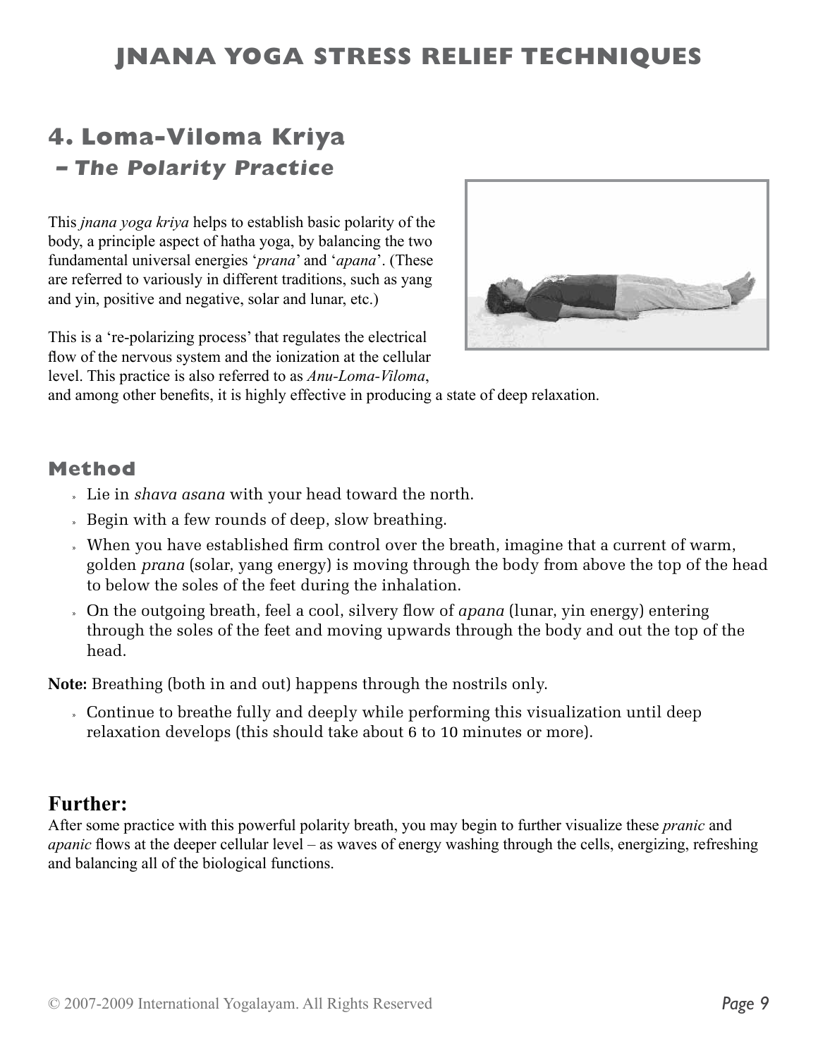# JNANA YOGA STRESS RELIEF TECHNIQUES

## 4. Loma-Viloma Kriya

### – *The Polarity Practice*

This *jnana yoga kriya* helps to establish basic polarity of the body, a principle aspect of hatha yoga, by balancing the two fundamental universal energies '*prana*' and '*apana*'. (These are referred to variously in different traditions, such as yang and yin, positive and negative, solar and lunar, etc.)

This is a 're-polarizing process' that regulates the electrical flow of the nervous system and the ionization at the cellular level. This practice is also referred to as *Anu-Loma-Viloma*, and among other benefits, it is highly effective in producing a state of deep relaxation.

### Method

- Lie in *shava asana* with your head toward the north.
- Begin with a few rounds of deep, slow breathing.
- When you have established firm control over the breath, imagine that a current of warm, golden *prana* (solar, yang energy) is moving through the body from above the top of the head to below the soles of the feet during the inhalation.
- On the outgoing breath, feel a cool, silvery flow of *apana* (lunar, yin energy) entering through the soles of the feet and moving upwards through the body and out the top of the head.

**Note:** Breathing (both in and out) happens through the nostrils only.

- Continue to breathe fully and deeply while performing this visualization until deep relaxation develops (this should take about 6 to 10 minutes or more).

### Further:

After some practice with this powerful polarity breath, you may begin to further visualize these *pranic* and *apanic* flows at the deeper cellular level – as waves of energy washing through the cells, energizing, refreshing and balancing all of the biological functions.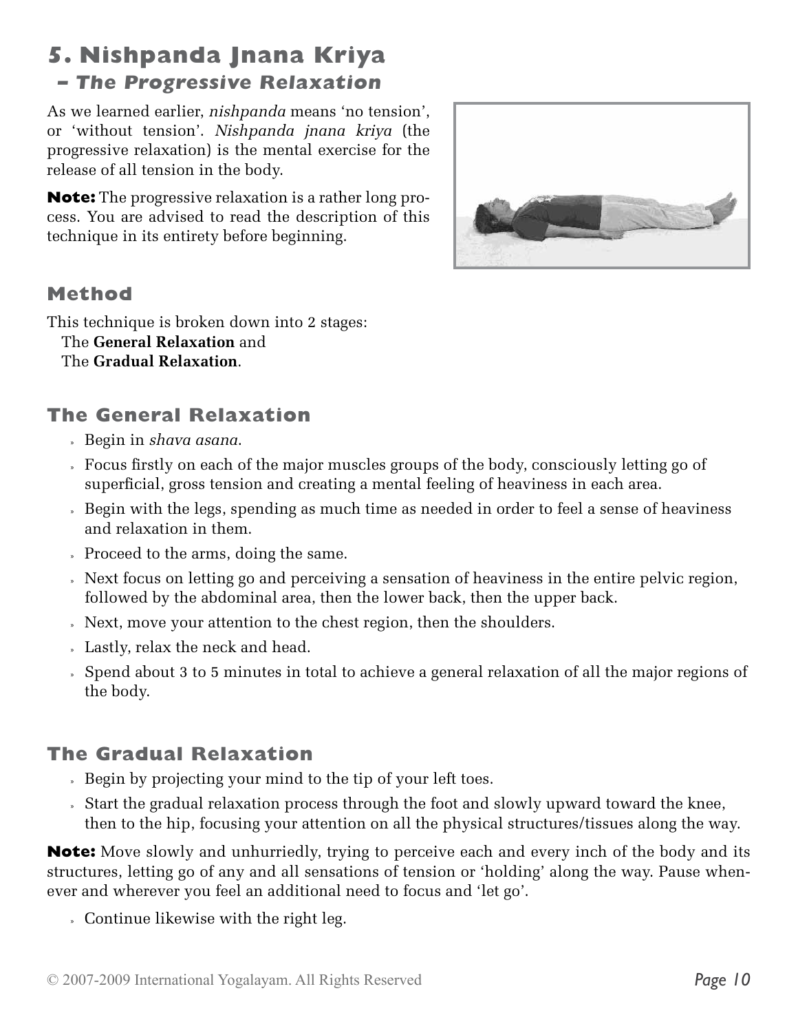## 5. Nishpanda Jnana Kriya
### – The Progressive Relaxation

As we learned earlier, *nishpanda* means 'no tension', or 'without tension'. *Nishpanda jnana kriya* (the progressive relaxation) is the mental exercise for the release of all tension in the body.

**Note:** The progressive relaxation is a rather long process. You are advised to read the description of this technique in its entirety before beginning.

### Method

This technique is broken down into 2 stages:
The **General Relaxation** and
The **Gradual Relaxation**.

### The General Relaxation

- Begin in *shava asana*.
- Focus firstly on each of the major muscles groups of the body, consciously letting go of superficial, gross tension and creating a mental feeling of heaviness in each area.
- Begin with the legs, spending as much time as needed in order to feel a sense of heaviness and relaxation in them.
- Proceed to the arms, doing the same.
- Next focus on letting go and perceiving a sensation of heaviness in the entire pelvic region, followed by the abdominal area, then the lower back, then the upper back.
- Next, move your attention to the chest region, then the shoulders.
- Lastly, relax the neck and head.
- Spend about 3 to 5 minutes in total to achieve a general relaxation of all the major regions of the body.

### The Gradual Relaxation

- Begin by projecting your mind to the tip of your left toes.
- Start the gradual relaxation process through the foot and slowly upward toward the knee, then to the hip, focusing your attention on all the physical structures/tissues along the way.

**Note:** Move slowly and unhurriedly, trying to perceive each and every inch of the body and its structures, letting go of any and all sensations of tension or 'holding' along the way. Pause whenever and wherever you feel an additional need to focus and 'let go'.

- Continue likewise with the right leg.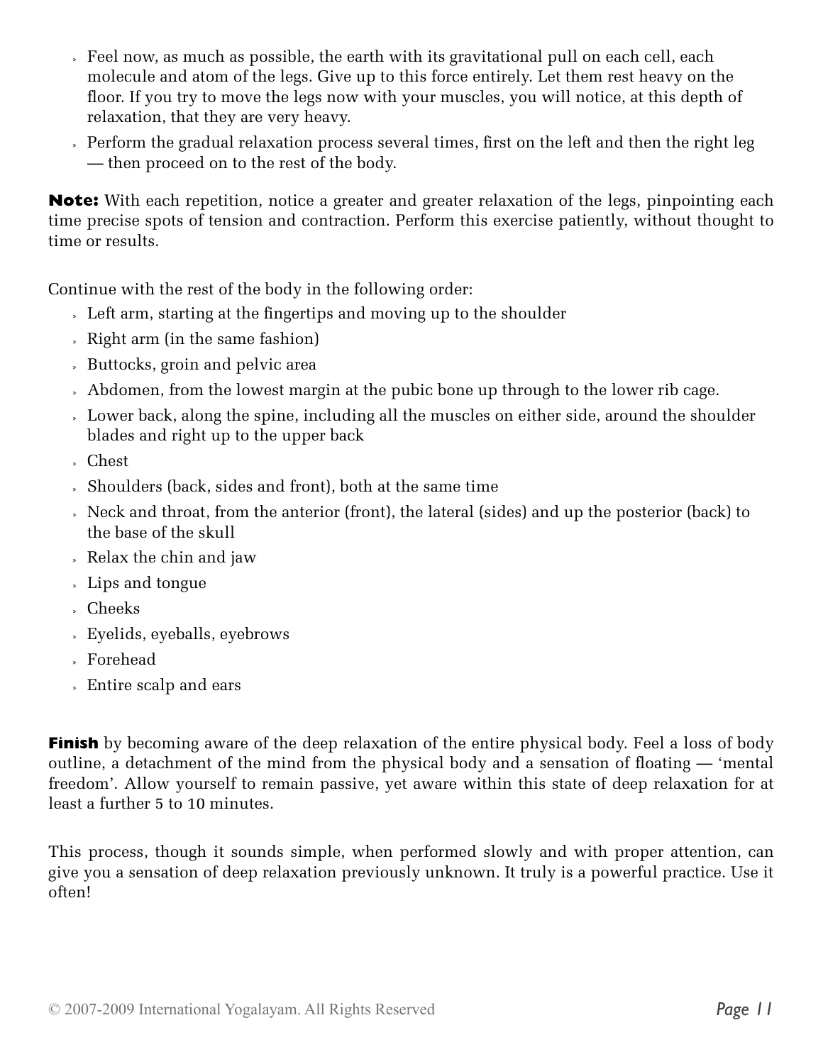- Feel now, as much as possible, the earth with its gravitational pull on each cell, each molecule and atom of the legs. Give up to this force entirely. Let them rest heavy on the floor. If you try to move the legs now with your muscles, you will notice, at this depth of relaxation, that they are very heavy.
- Perform the gradual relaxation process several times, first on the left and then the right leg — then proceed on to the rest of the body.

**Note:** With each repetition, notice a greater and greater relaxation of the legs, pinpointing each time precise spots of tension and contraction. Perform this exercise patiently, without thought to time or results.

Continue with the rest of the body in the following order:

- Left arm, starting at the fingertips and moving up to the shoulder
- Right arm (in the same fashion)
- Buttocks, groin and pelvic area
- Abdomen, from the lowest margin at the pubic bone up through to the lower rib cage.
- Lower back, along the spine, including all the muscles on either side, around the shoulder blades and right up to the upper back
- Chest
- Shoulders (back, sides and front), both at the same time
- Neck and throat, from the anterior (front), the lateral (sides) and up the posterior (back) to the base of the skull
- Relax the chin and jaw
- Lips and tongue
- Cheeks
- Eyelids, eyeballs, eyebrows
- Forehead
- Entire scalp and ears

**Finish** by becoming aware of the deep relaxation of the entire physical body. Feel a loss of body outline, a detachment of the mind from the physical body and a sensation of floating — 'mental freedom'. Allow yourself to remain passive, yet aware within this state of deep relaxation for at least a further 5 to 10 minutes.

This process, though it sounds simple, when performed slowly and with proper attention, can give you a sensation of deep relaxation previously unknown. It truly is a powerful practice. Use it often!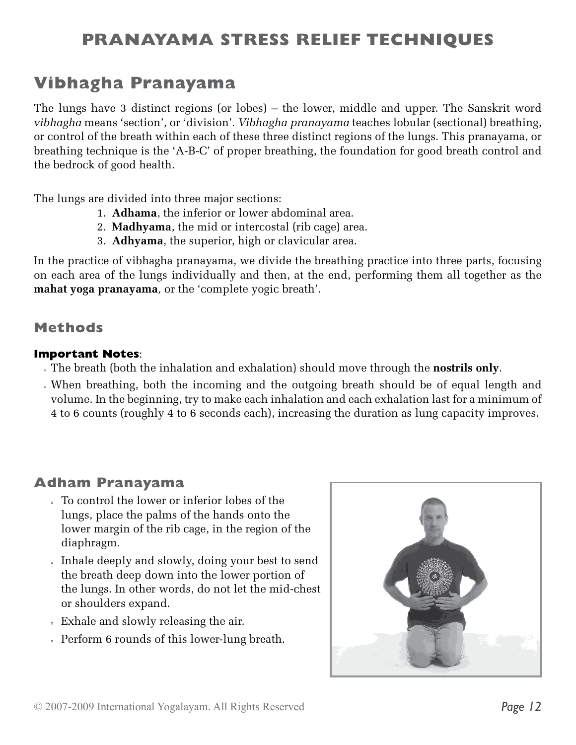# PRANAYAMA STRESS RELIEF TECHNIQUES

## Vibhagha Pranayama

The lungs have 3 distinct regions (or lobes) – the lower, middle and upper. The Sanskrit word *vibhagha* means 'section', or 'division'. *Vibhagha pranayama* teaches lobular (sectional) breathing, or control of the breath within each of these three distinct regions of the lungs. This pranayama, or breathing technique is the 'A-B-C' of proper breathing, the foundation for good breath control and the bedrock of good health.

The lungs are divided into three major sections:

1. **Adhama**, the inferior or lower abdominal area.
2. **Madhyama**, the mid or intercostal (rib cage) area.
3. **Adhyama**, the superior, high or clavicular area.

In the practice of vibhagha pranayama, we divide the breathing practice into three parts, focusing on each area of the lungs individually and then, at the end, performing them all together as the **mahat yoga pranayama**, or the 'complete yogic breath'.

### Methods

**Important Notes**:

- The breath (both the inhalation and exhalation) should move through the **nostrils only**.
- When breathing, both the incoming and the outgoing breath should be of equal length and volume. In the beginning, try to make each inhalation and each exhalation last for a minimum of 4 to 6 counts (roughly 4 to 6 seconds each), increasing the duration as lung capacity improves.

### Adham Pranayama

- To control the lower or inferior lobes of the lungs, place the palms of the hands onto the lower margin of the rib cage, in the region of the diaphragm.
- Inhale deeply and slowly, doing your best to send the breath deep down into the lower portion of the lungs. In other words, do not let the mid-chest or shoulders expand.
- Exhale and slowly releasing the air.
- Perform 6 rounds of this lower-lung breath.

© 2007-2009 International Yogalayam. All Rights Reserved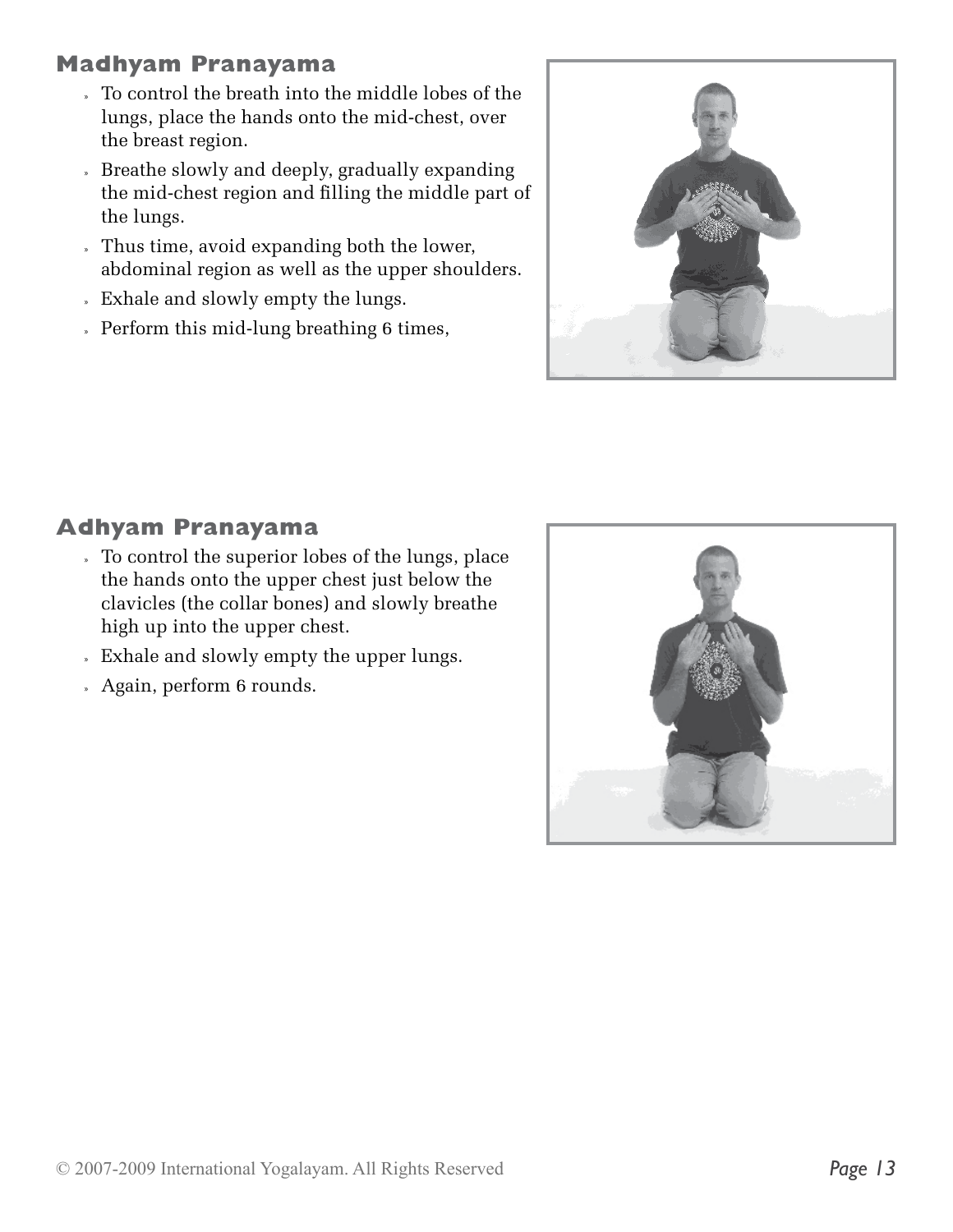## Madhyam Pranayama

- To control the breath into the middle lobes of the lungs, place the hands onto the mid-chest, over the breast region.
- Breathe slowly and deeply, gradually expanding the mid-chest region and filling the middle part of the lungs.
- Thus time, avoid expanding both the lower, abdominal region as well as the upper shoulders.
- Exhale and slowly empty the lungs.
- Perform this mid-lung breathing 6 times,

## Adhyam Pranayama

- To control the superior lobes of the lungs, place the hands onto the upper chest just below the clavicles (the collar bones) and slowly breathe high up into the upper chest.
- Exhale and slowly empty the upper lungs.
- Again, perform 6 rounds.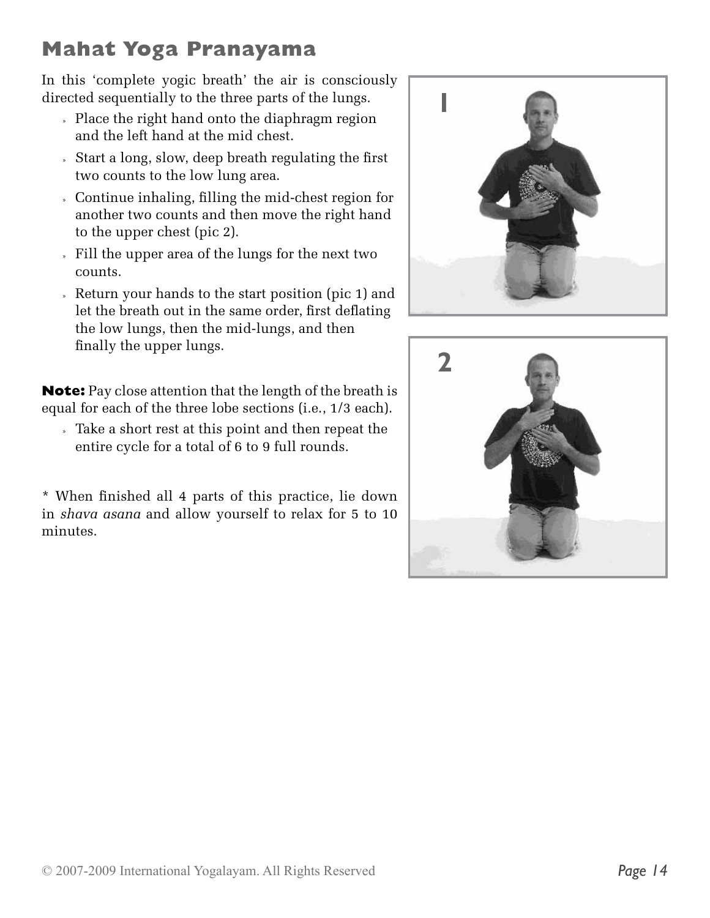# Mahat Yoga Pranayama

In this 'complete yogic breath' the air is consciously directed sequentially to the three parts of the lungs.

- Place the right hand onto the diaphragm region and the left hand at the mid chest.
- Start a long, slow, deep breath regulating the first two counts to the low lung area.
- Continue inhaling, filling the mid-chest region for another two counts and then move the right hand to the upper chest (pic 2).
- Fill the upper area of the lungs for the next two counts.
- Return your hands to the start position (pic 1) and let the breath out in the same order, first deflating the low lungs, then the mid-lungs, and then finally the upper lungs.

**Note:** Pay close attention that the length of the breath is equal for each of the three lobe sections (i.e., 1/3 each).

- Take a short rest at this point and then repeat the entire cycle for a total of 6 to 9 full rounds.

* When finished all 4 parts of this practice, lie down in *shava asana* and allow yourself to relax for 5 to 10 minutes.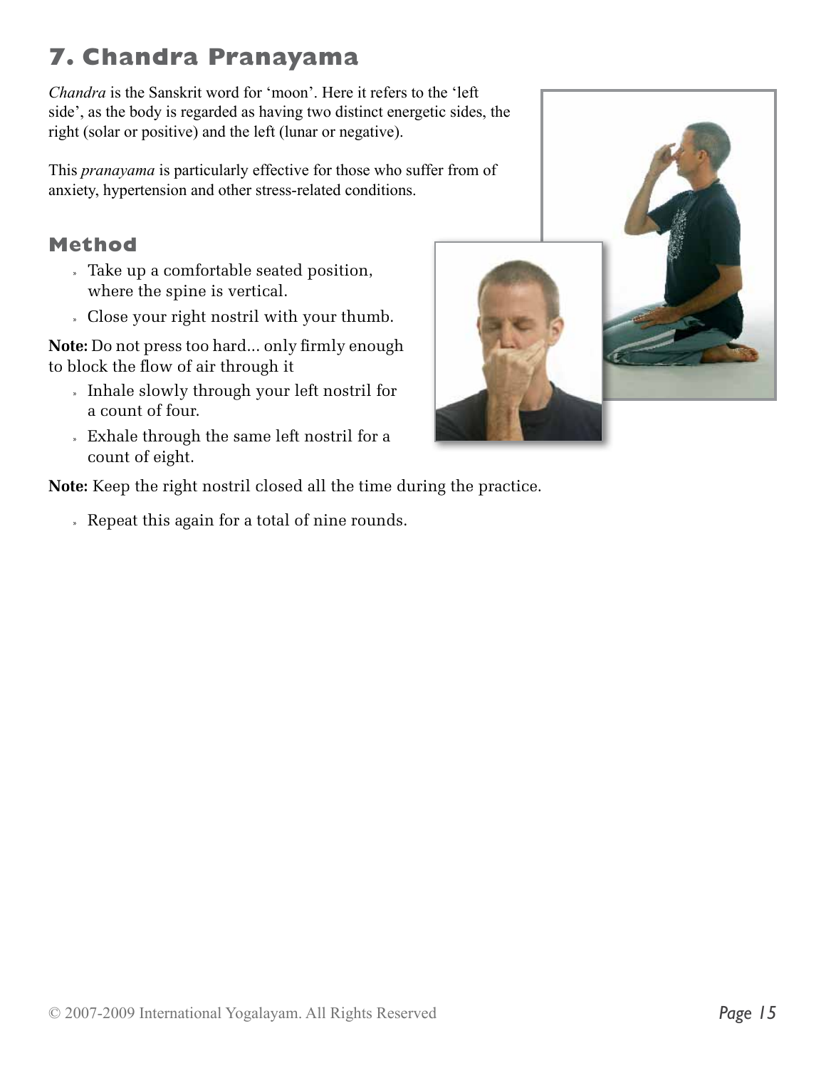# 7. Chandra Pranayama

*Chandra* is the Sanskrit word for 'moon'. Here it refers to the 'left side', as the body is regarded as having two distinct energetic sides, the right (solar or positive) and the left (lunar or negative).

This *pranayama* is particularly effective for those who suffer from of anxiety, hypertension and other stress-related conditions.

## Method

- Take up a comfortable seated position, where the spine is vertical.
- Close your right nostril with your thumb.

**Note:** Do not press too hard... only firmly enough to block the flow of air through it

- Inhale slowly through your left nostril for a count of four.
- Exhale through the same left nostril for a count of eight.

**Note:** Keep the right nostril closed all the time during the practice.

- Repeat this again for a total of nine rounds.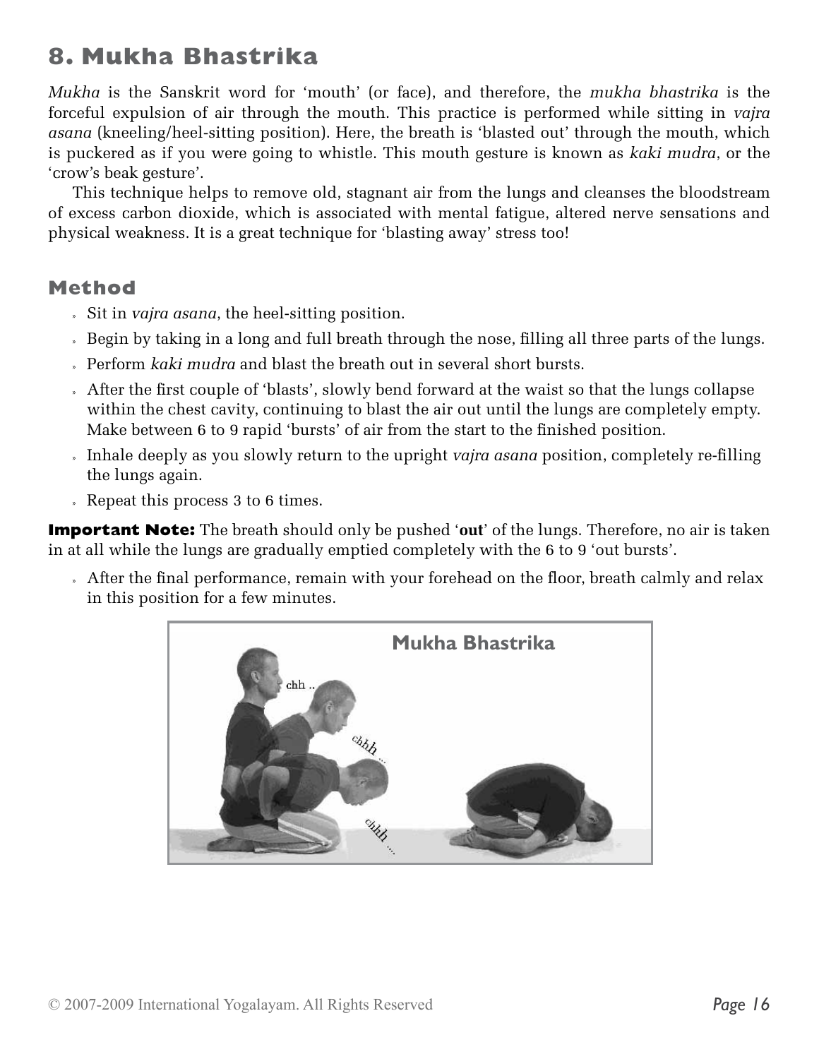## 8. Mukha Bhastrika

*Mukha* is the Sanskrit word for 'mouth' (or face), and therefore, the *mukha bhastrika* is the forceful expulsion of air through the mouth. This practice is performed while sitting in *vajra asana* (kneeling/heel-sitting position). Here, the breath is 'blasted out' through the mouth, which is puckered as if you were going to whistle. This mouth gesture is known as *kaki mudra*, or the 'crow's beak gesture'.

This technique helps to remove old, stagnant air from the lungs and cleanses the bloodstream of excess carbon dioxide, which is associated with mental fatigue, altered nerve sensations and physical weakness. It is a great technique for 'blasting away' stress too!

### Method

- Sit in *vajra asana*, the heel-sitting position.
- Begin by taking in a long and full breath through the nose, filling all three parts of the lungs.
- Perform *kaki mudra* and blast the breath out in several short bursts.
- After the first couple of 'blasts', slowly bend forward at the waist so that the lungs collapse within the chest cavity, continuing to blast the air out until the lungs are completely empty. Make between 6 to 9 rapid 'bursts' of air from the start to the finished position.
- Inhale deeply as you slowly return to the upright *vajra asana* position, completely re-filling the lungs again.
- Repeat this process 3 to 6 times.

**Important Note:** The breath should only be pushed '**out**' of the lungs. Therefore, no air is taken in at all while the lungs are gradually emptied completely with the 6 to 9 'out bursts'.

- After the final performance, remain with your forehead on the floor, breath calmly and relax in this position for a few minutes.

Mukha Bhastrika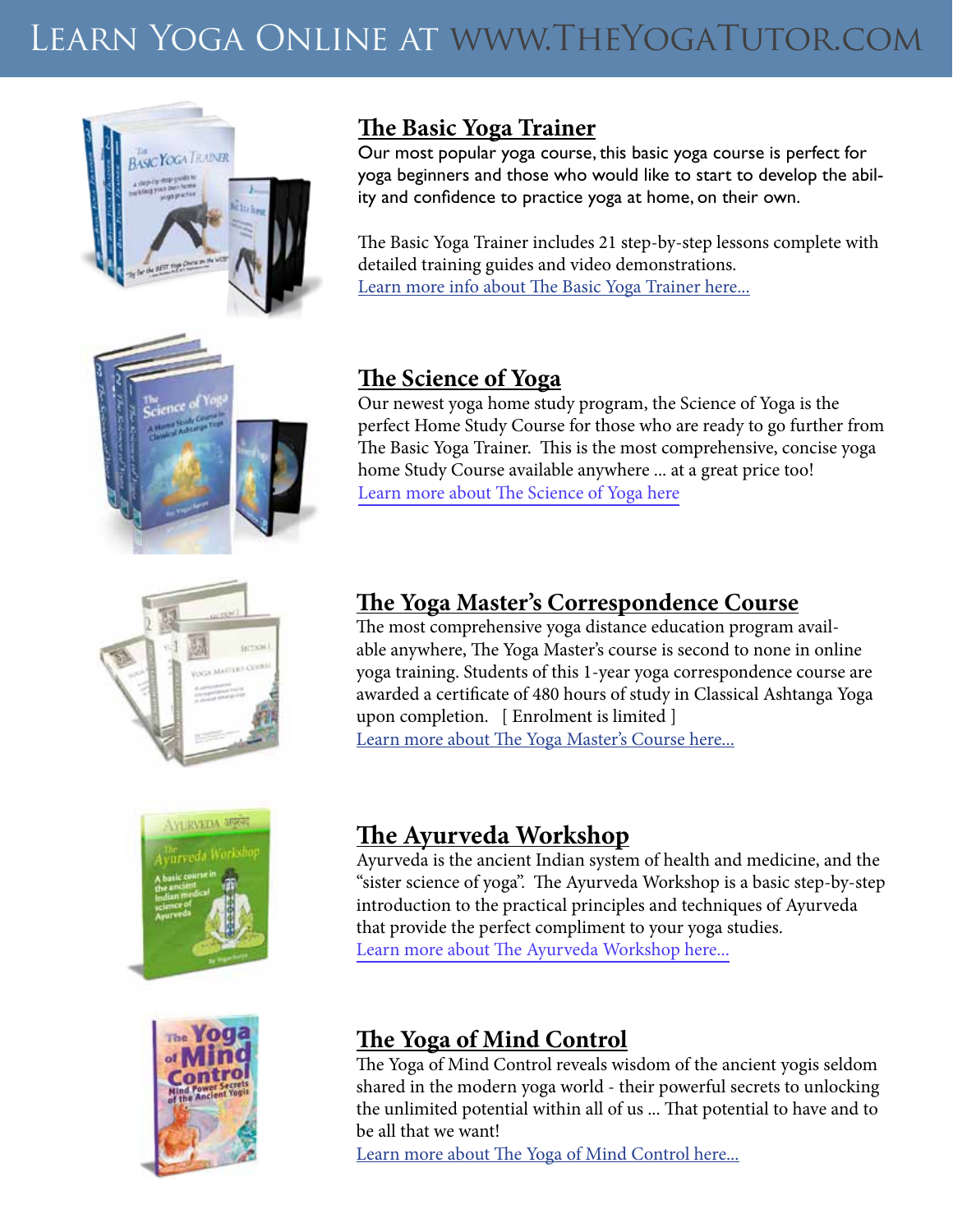# Learn Yoga Online at www.TheYogaTutor.com

## The Basic Yoga Trainer

Our most popular yoga course, this basic yoga course is perfect for yoga beginners and those who would like to start to develop the ability and confidence to practice yoga at home, on their own.

The Basic Yoga Trainer includes 21 step-by-step lessons complete with detailed training guides and video demonstrations.
Learn more info about The Basic Yoga Trainer here...

## The Science of Yoga

Our newest yoga home study program, the Science of Yoga is the perfect Home Study Course for those who are ready to go further from The Basic Yoga Trainer. This is the most comprehensive, concise yoga home Study Course available anywhere ... at a great price too!
Learn more about The Science of Yoga here

## The Yoga Master's Correspondence Course

The most comprehensive yoga distance education program available anywhere, The Yoga Master's course is second to none in online yoga training. Students of this 1-year yoga correspondence course are awarded a certificate of 480 hours of study in Classical Ashtanga Yoga upon completion. [ Enrolment is limited ]
Learn more about The Yoga Master's Course here...

## The Ayurveda Workshop

Ayurveda is the ancient Indian system of health and medicine, and the "sister science of yoga". The Ayurveda Workshop is a basic step-by-step introduction to the practical principles and techniques of Ayurveda that provide the perfect compliment to your yoga studies.
Learn more about The Ayurveda Workshop here...

## The Yoga of Mind Control

The Yoga of Mind Control reveals wisdom of the ancient yogis seldom shared in the modern yoga world - their powerful secrets to unlocking the unlimited potential within all of us ... That potential to have and to be all that we want!
Learn more about The Yoga of Mind Control here...